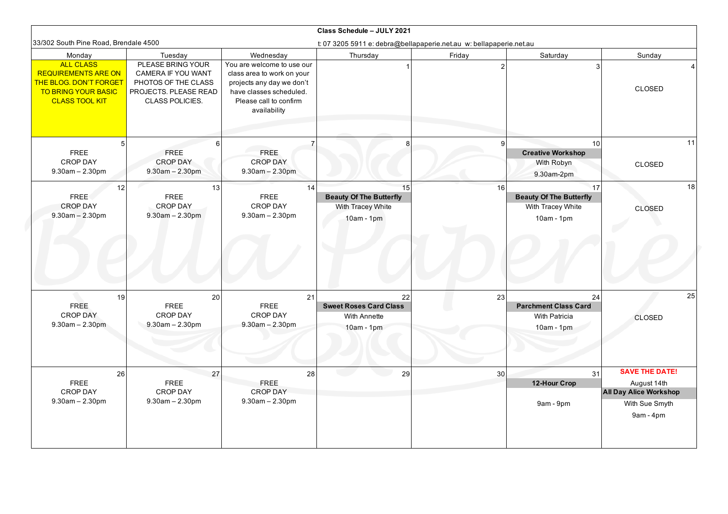# Class Schedule – JULY 2021

33/302 South Pine Road, Brendale 4500

t: 07 3205 5911 e: debra@bellapaperie.net.au w: bellapaperie.net.au

| Monday | Tuesday | Wednesday | Thursday | Friday | Saturday | Sunday |
|---|---|---|---|---|---|---|
| ALL CLASS REQUIREMENTS ARE ON THE BLOG. DON'T FORGET TO BRING YOUR BASIC CLASS TOOL KIT | PLEASE BRING YOUR CAMERA IF YOU WANT PHOTOS OF THE CLASS PROJECTS. PLEASE READ CLASS POLICIES. | You are welcome to use our class area to work on your projects any day we don't have classes scheduled. Please call to confirm availability | 1 | 2 | 3 | 4<br>CLOSED |
| 5<br>FREE CROP DAY<br>9.30am – 2.30pm | 6<br>FREE CROP DAY<br>9.30am – 2.30pm | 7<br>FREE CROP DAY<br>9.30am – 2.30pm | 8 | 9 | 10<br>**Creative Workshop**<br>With Robyn<br>9.30am-2pm | 11<br>CLOSED |
| 12<br>FREE CROP DAY<br>9.30am – 2.30pm | 13<br>FREE CROP DAY<br>9.30am – 2.30pm | 14<br>FREE CROP DAY<br>9.30am – 2.30pm | 15<br>**Beauty Of The Butterfly**<br>With Tracey White<br>10am - 1pm | 16 | 17<br>**Beauty Of The Butterfly**<br>With Tracey White<br>10am - 1pm | 18<br>CLOSED |
| 19<br>FREE CROP DAY<br>9.30am – 2.30pm | 20<br>FREE CROP DAY<br>9.30am – 2.30pm | 21<br>FREE CROP DAY<br>9.30am – 2.30pm | 22<br>**Sweet Roses Card Class**<br>With Annette<br>10am - 1pm | 23 | 24<br>**Parchment Class Card**<br>With Patricia<br>10am - 1pm | 25<br>CLOSED |
| 26<br>FREE CROP DAY<br>9.30am – 2.30pm | 27<br>FREE CROP DAY<br>9.30am – 2.30pm | 28<br>FREE CROP DAY<br>9.30am – 2.30pm | 29 | 30 | 31<br>**12-Hour Crop**<br>9am - 9pm | **SAVE THE DATE!**<br>August 14th<br>**All Day Alice Workshop**<br>With Sue Smyth<br>9am - 4pm |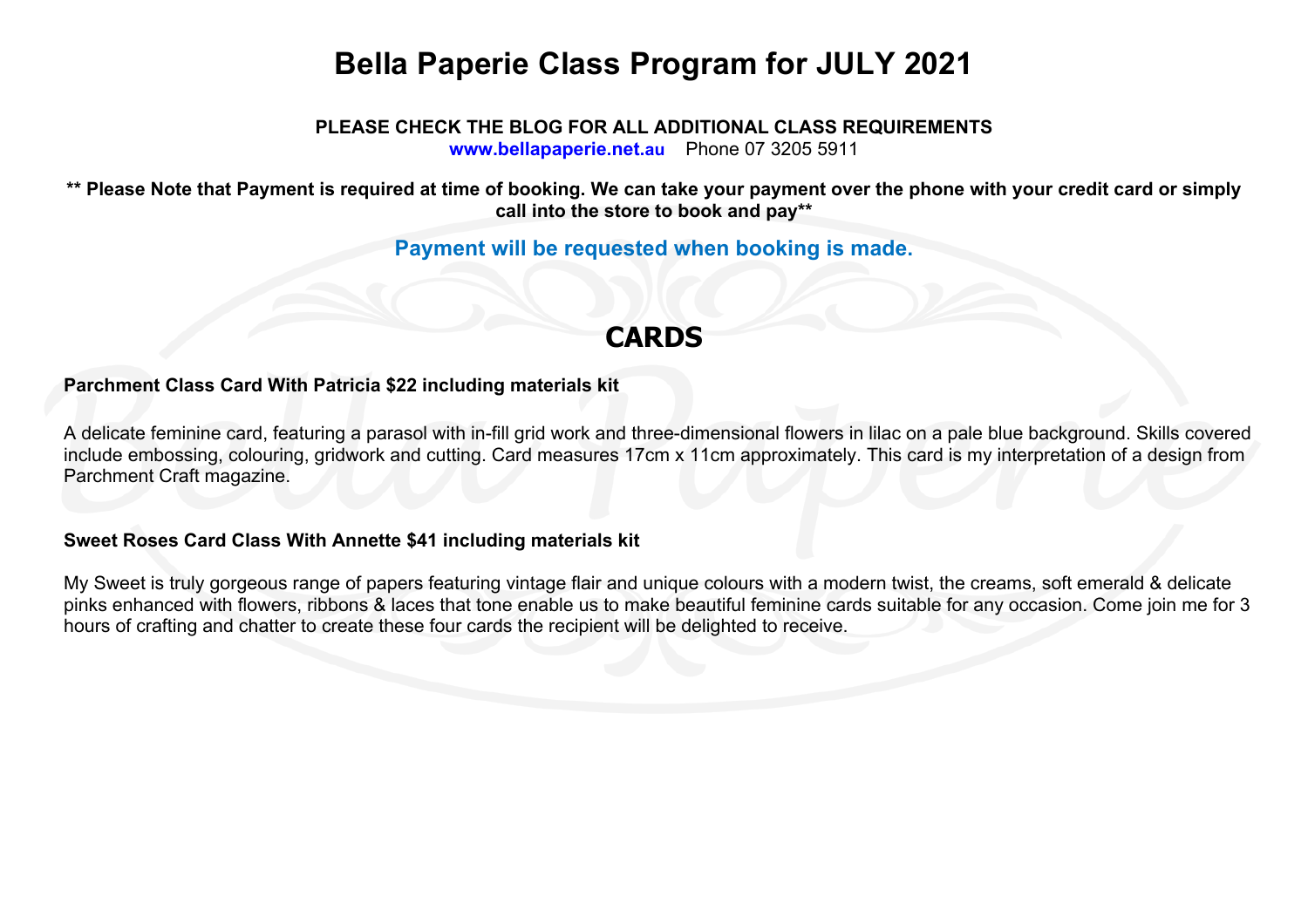# Bella Paperie Class Program for JULY 2021

**PLEASE CHECK THE BLOG FOR ALL ADDITIONAL CLASS REQUIREMENTS**
**www.bellapaperie.net.au** Phone 07 3205 5911

**** Please Note that Payment is required at time of booking. We can take your payment over the phone with your credit card or simply call into the store to book and pay****

**Payment will be requested when booking is made.**

## CARDS

**Parchment Class Card With Patricia $22 including materials kit**

A delicate feminine card, featuring a parasol with in-fill grid work and three-dimensional flowers in lilac on a pale blue background. Skills covered include embossing, colouring, gridwork and cutting. Card measures 17cm x 11cm approximately. This card is my interpretation of a design from Parchment Craft magazine.

**Sweet Roses Card Class With Annette $41 including materials kit**

My Sweet is truly gorgeous range of papers featuring vintage flair and unique colours with a modern twist, the creams, soft emerald & delicate pinks enhanced with flowers, ribbons & laces that tone enable us to make beautiful feminine cards suitable for any occasion. Come join me for 3 hours of crafting and chatter to create these four cards the recipient will be delighted to receive.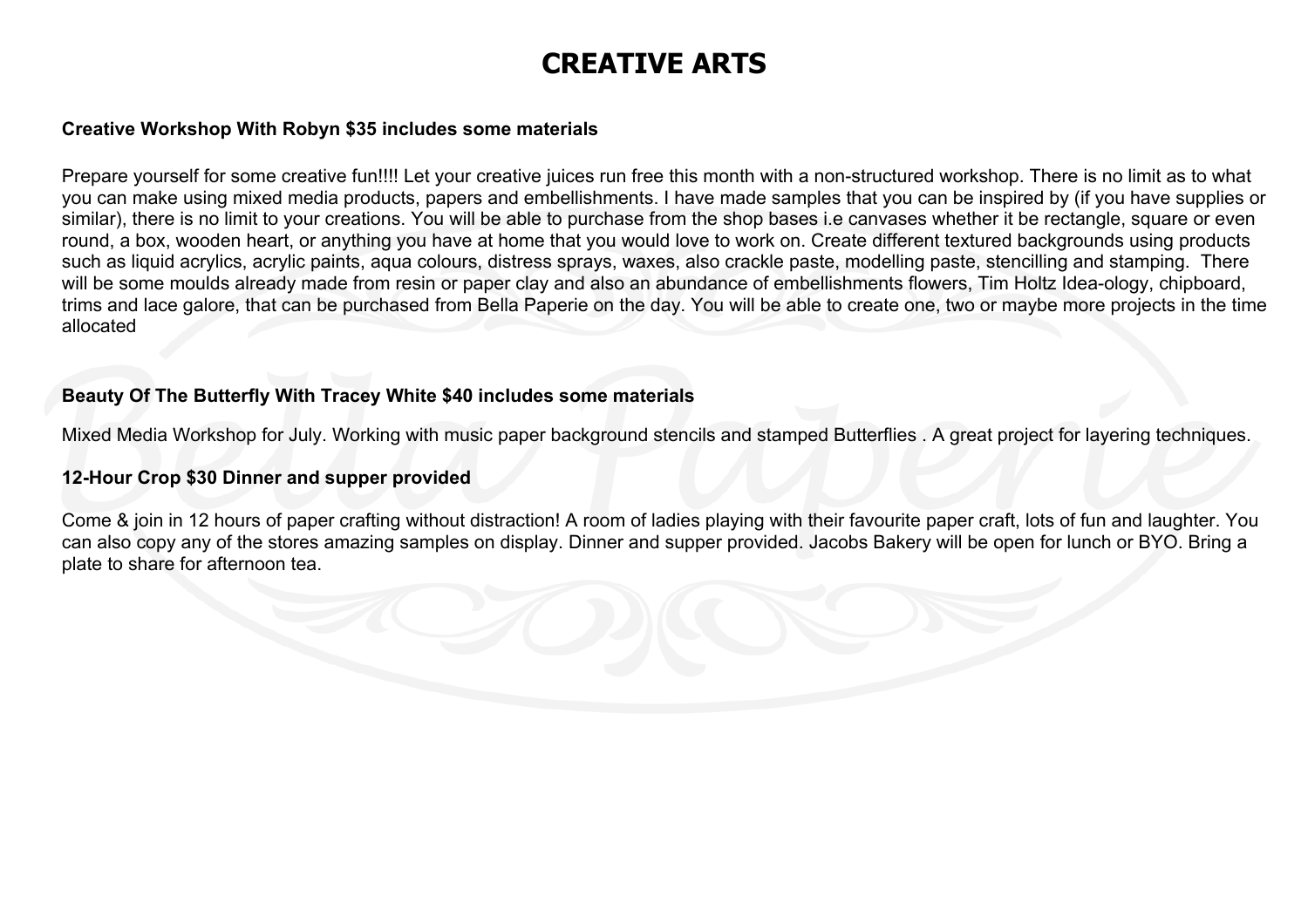# CREATIVE ARTS

**Creative Workshop With Robyn $35 includes some materials**

Prepare yourself for some creative fun!!!! Let your creative juices run free this month with a non-structured workshop. There is no limit as to what you can make using mixed media products, papers and embellishments. I have made samples that you can be inspired by (if you have supplies or similar), there is no limit to your creations. You will be able to purchase from the shop bases i.e canvases whether it be rectangle, square or even round, a box, wooden heart, or anything you have at home that you would love to work on. Create different textured backgrounds using products such as liquid acrylics, acrylic paints, aqua colours, distress sprays, waxes, also crackle paste, modelling paste, stencilling and stamping. There will be some moulds already made from resin or paper clay and also an abundance of embellishments flowers, Tim Holtz Idea-ology, chipboard, trims and lace galore, that can be purchased from Bella Paperie on the day. You will be able to create one, two or maybe more projects in the time allocated

**Beauty Of The Butterfly With Tracey White $40 includes some materials**

Mixed Media Workshop for July. Working with music paper background stencils and stamped Butterflies . A great project for layering techniques.

**12-Hour Crop $30 Dinner and supper provided**

Come & join in 12 hours of paper crafting without distraction! A room of ladies playing with their favourite paper craft, lots of fun and laughter. You can also copy any of the stores amazing samples on display. Dinner and supper provided. Jacobs Bakery will be open for lunch or BYO. Bring a plate to share for afternoon tea.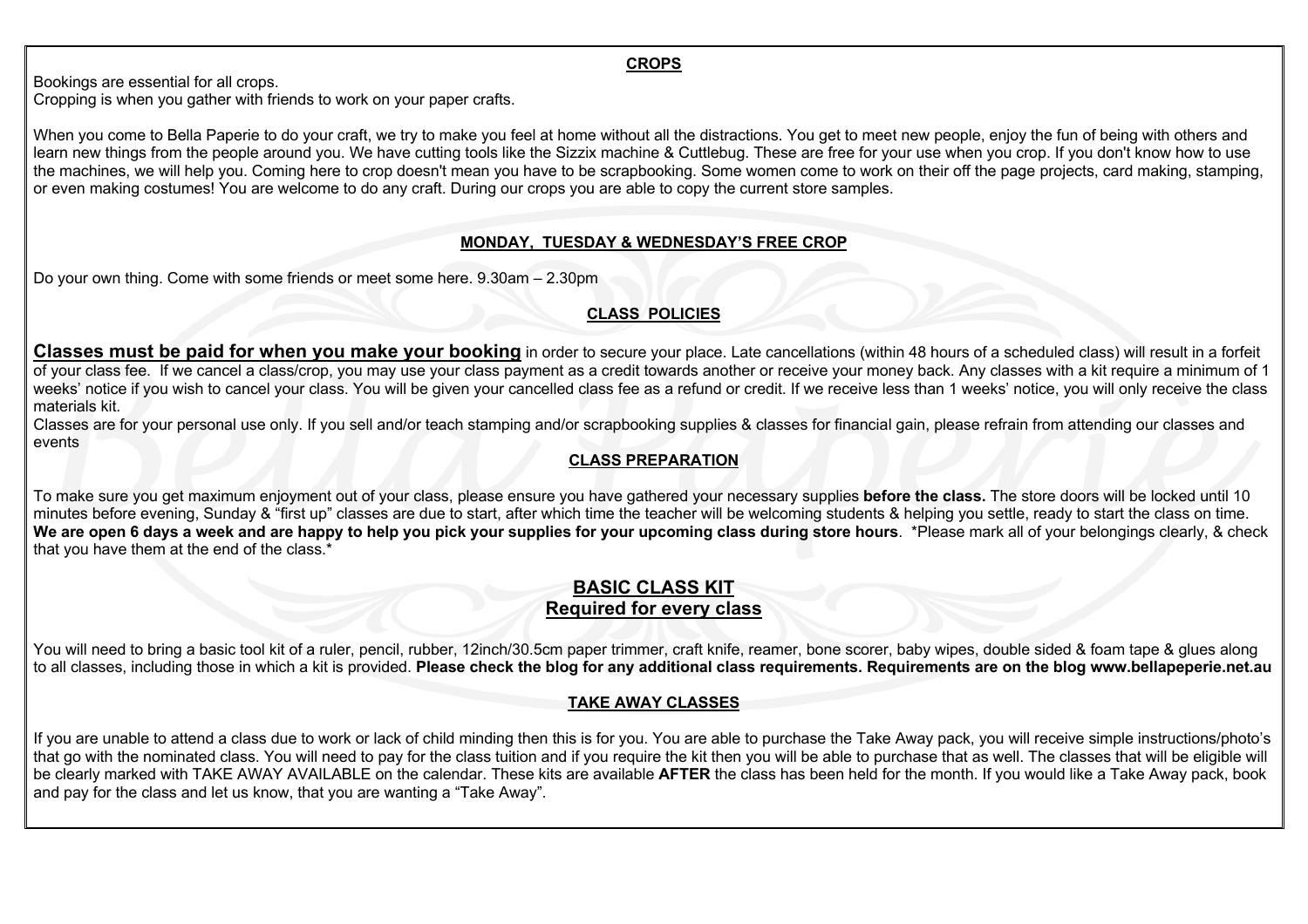## CROPS

Bookings are essential for all crops.
Cropping is when you gather with friends to work on your paper crafts.

When you come to Bella Paperie to do your craft, we try to make you feel at home without all the distractions. You get to meet new people, enjoy the fun of being with others and learn new things from the people around you. We have cutting tools like the Sizzix machine & Cuttlebug. These are free for your use when you crop. If you don't know how to use the machines, we will help you. Coming here to crop doesn't mean you have to be scrapbooking. Some women come to work on their off the page projects, card making, stamping, or even making costumes! You are welcome to do any craft. During our crops you are able to copy the current store samples.

## MONDAY, TUESDAY & WEDNESDAY'S FREE CROP

Do your own thing. Come with some friends or meet some here. 9.30am – 2.30pm

## CLASS POLICIES

**Classes must be paid for when you make your booking** in order to secure your place. Late cancellations (within 48 hours of a scheduled class) will result in a forfeit of your class fee. If we cancel a class/crop, you may use your class payment as a credit towards another or receive your money back. Any classes with a kit require a minimum of 1 weeks' notice if you wish to cancel your class. You will be given your cancelled class fee as a refund or credit. If we receive less than 1 weeks' notice, you will only receive the class materials kit.

Classes are for your personal use only. If you sell and/or teach stamping and/or scrapbooking supplies & classes for financial gain, please refrain from attending our classes and events

## CLASS PREPARATION

To make sure you get maximum enjoyment out of your class, please ensure you have gathered your necessary supplies **before the class.** The store doors will be locked until 10 minutes before evening, Sunday & "first up" classes are due to start, after which time the teacher will be welcoming students & helping you settle, ready to start the class on time. **We are open 6 days a week and are happy to help you pick your supplies for your upcoming class during store hours**. *Please mark all of your belongings clearly, & check that you have them at the end of the class.*

## BASIC CLASS KIT
## Required for every class

You will need to bring a basic tool kit of a ruler, pencil, rubber, 12inch/30.5cm paper trimmer, craft knife, reamer, bone scorer, baby wipes, double sided & foam tape & glues along to all classes, including those in which a kit is provided. **Please check the blog for any additional class requirements. Requirements are on the blog www.bellapeperie.net.au**

## TAKE AWAY CLASSES

If you are unable to attend a class due to work or lack of child minding then this is for you. You are able to purchase the Take Away pack, you will receive simple instructions/photo's that go with the nominated class. You will need to pay for the class tuition and if you require the kit then you will be able to purchase that as well. The classes that will be eligible will be clearly marked with TAKE AWAY AVAILABLE on the calendar. These kits are available **AFTER** the class has been held for the month. If you would like a Take Away pack, book and pay for the class and let us know, that you are wanting a "Take Away".